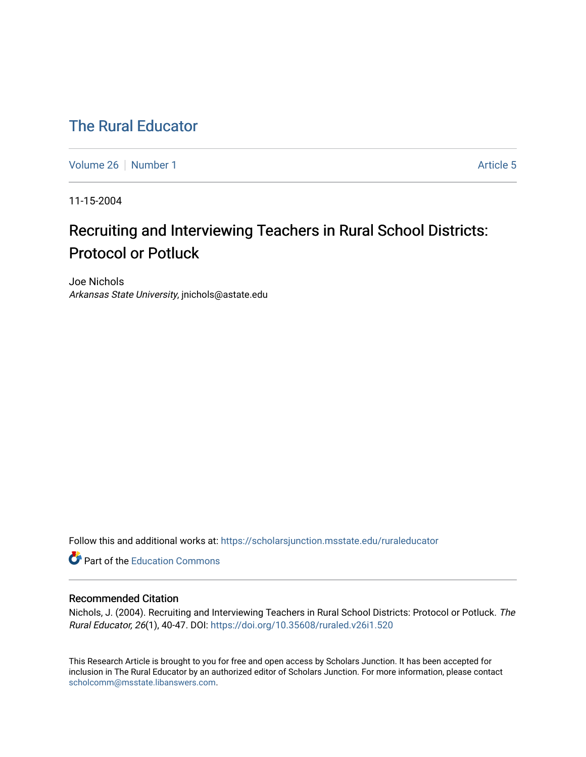# The Rural Educator

Volume 26 | Number 1 | Article 5

11-15-2004

## Recruiting and Interviewing Teachers in Rural School Districts: Protocol or Potluck

Joe Nichols
*Arkansas State University*, jnichols@astate.edu

Follow this and additional works at: https://scholarsjunction.msstate.edu/ruraleducator

Part of the Education Commons

### Recommended Citation

Nichols, J. (2004). Recruiting and Interviewing Teachers in Rural School Districts: Protocol or Potluck. *The Rural Educator, 26*(1), 40-47. DOI: https://doi.org/10.35608/ruraled.v26i1.520

This Research Article is brought to you for free and open access by Scholars Junction. It has been accepted for inclusion in The Rural Educator by an authorized editor of Scholars Junction. For more information, please contact scholcomm@msstate.libanswers.com.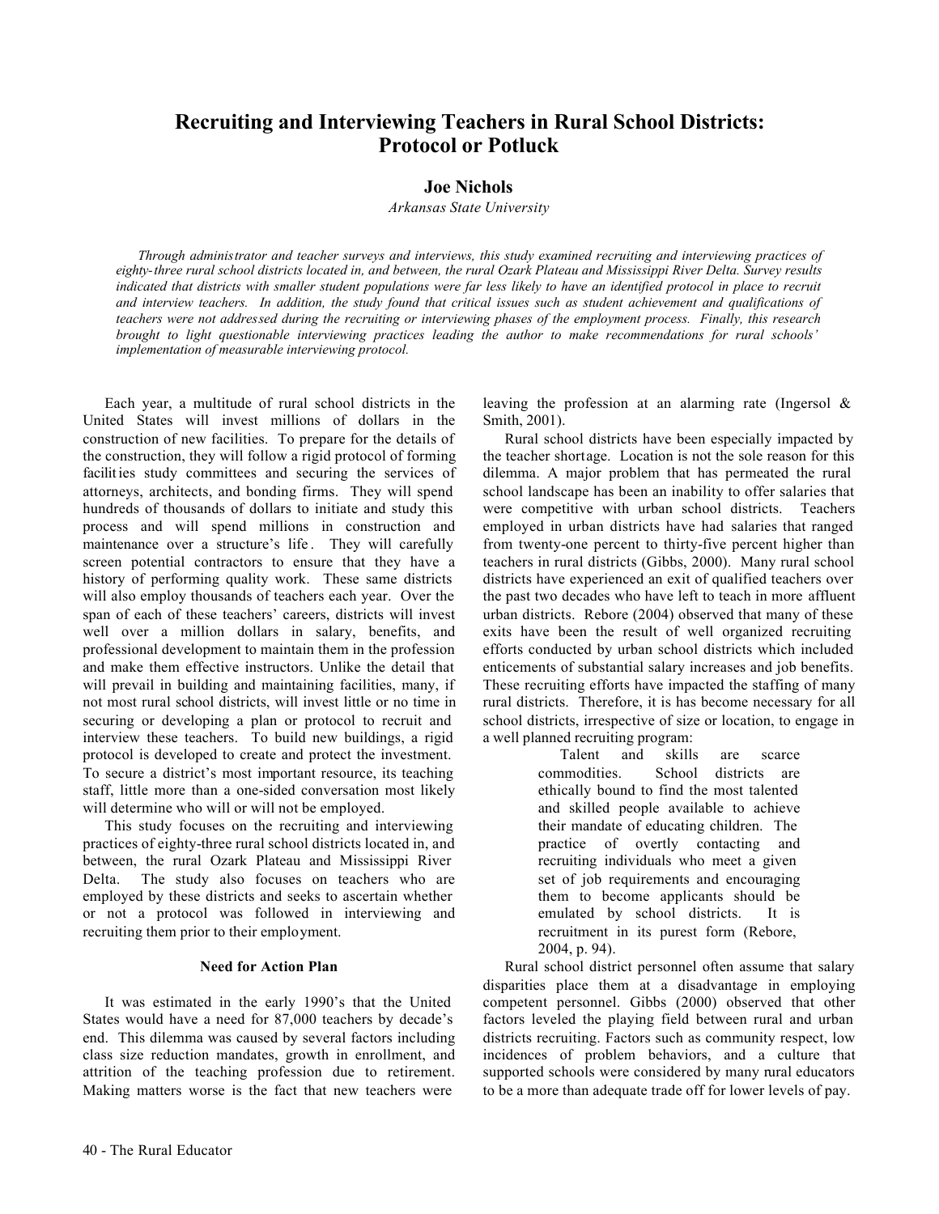// Recruiting and Interviewing Teachers in Rural School Districts: Protocol or Potluck

**Joe Nichols**

*Arkansas State University*

*Through administrator and teacher surveys and interviews, this study examined recruiting and interviewing practices of eighty-three rural school districts located in, and between, the rural Ozark Plateau and Mississippi River Delta. Survey results indicated that districts with smaller student populations were far less likely to have an identified protocol in place to recruit and interview teachers. In addition, the study found that critical issues such as student achievement and qualifications of teachers were not addressed during the recruiting or interviewing phases of the employment process. Finally, this research brought to light questionable interviewing practices leading the author to make recommendations for rural schools' implementation of measurable interviewing protocol.*

Each year, a multitude of rural school districts in the United States will invest millions of dollars in the construction of new facilities. To prepare for the details of the construction, they will follow a rigid protocol of forming facilities study committees and securing the services of attorneys, architects, and bonding firms. They will spend hundreds of thousands of dollars to initiate and study this process and will spend millions in construction and maintenance over a structure's life. They will carefully screen potential contractors to ensure that they have a history of performing quality work. These same districts will also employ thousands of teachers each year. Over the span of each of these teachers' careers, districts will invest well over a million dollars in salary, benefits, and professional development to maintain them in the profession and make them effective instructors. Unlike the detail that will prevail in building and maintaining facilities, many, if not most rural school districts, will invest little or no time in securing or developing a plan or protocol to recruit and interview these teachers. To build new buildings, a rigid protocol is developed to create and protect the investment. To secure a district's most important resource, its teaching staff, little more than a one-sided conversation most likely will determine who will or will not be employed.

This study focuses on the recruiting and interviewing practices of eighty-three rural school districts located in, and between, the rural Ozark Plateau and Mississippi River Delta. The study also focuses on teachers who are employed by these districts and seeks to ascertain whether or not a protocol was followed in interviewing and recruiting them prior to their employment.

## Need for Action Plan

It was estimated in the early 1990's that the United States would have a need for 87,000 teachers by decade's end. This dilemma was caused by several factors including class size reduction mandates, growth in enrollment, and attrition of the teaching profession due to retirement. Making matters worse is the fact that new teachers were leaving the profession at an alarming rate (Ingersol & Smith, 2001).

Rural school districts have been especially impacted by the teacher shortage. Location is not the sole reason for this dilemma. A major problem that has permeated the rural school landscape has been an inability to offer salaries that were competitive with urban school districts. Teachers employed in urban districts have had salaries that ranged from twenty-one percent to thirty-five percent higher than teachers in rural districts (Gibbs, 2000). Many rural school districts have experienced an exit of qualified teachers over the past two decades who have left to teach in more affluent urban districts. Rebore (2004) observed that many of these exits have been the result of well organized recruiting efforts conducted by urban school districts which included enticements of substantial salary increases and job benefits. These recruiting efforts have impacted the staffing of many rural districts. Therefore, it is has become necessary for all school districts, irrespective of size or location, to engage in a well planned recruiting program:

> Talent and skills are scarce commodities. School districts are ethically bound to find the most talented and skilled people available to achieve their mandate of educating children. The practice of overtly contacting and recruiting individuals who meet a given set of job requirements and encouraging them to become applicants should be emulated by school districts. It is recruitment in its purest form (Rebore, 2004, p. 94).

Rural school district personnel often assume that salary disparities place them at a disadvantage in employing competent personnel. Gibbs (2000) observed that other factors leveled the playing field between rural and urban districts recruiting. Factors such as community respect, low incidences of problem behaviors, and a culture that supported schools were considered by many rural educators to be a more than adequate trade off for lower levels of pay.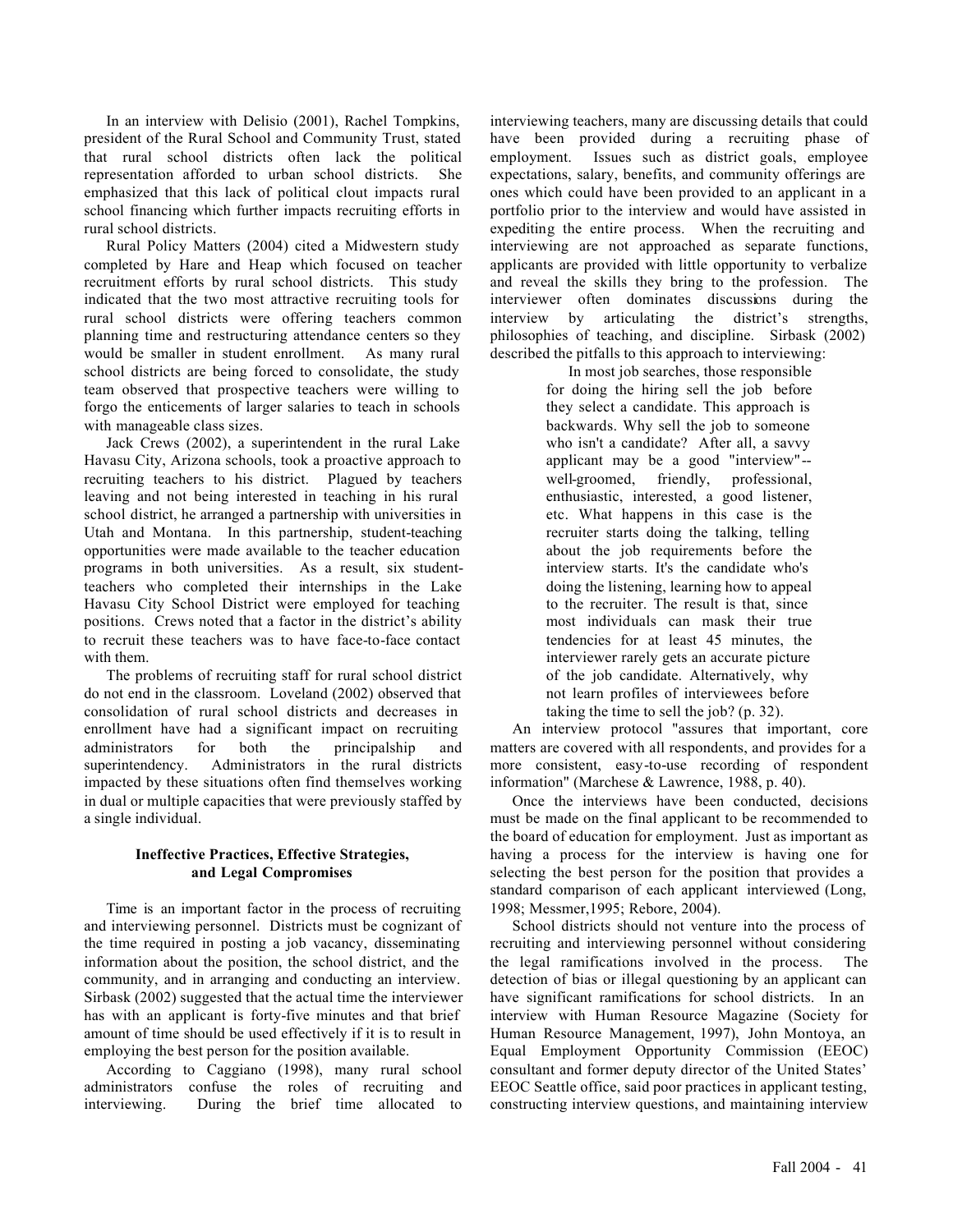In an interview with Delisio (2001), Rachel Tompkins, president of the Rural School and Community Trust, stated that rural school districts often lack the political representation afforded to urban school districts. She emphasized that this lack of political clout impacts rural school financing which further impacts recruiting efforts in rural school districts.

Rural Policy Matters (2004) cited a Midwestern study completed by Hare and Heap which focused on teacher recruitment efforts by rural school districts. This study indicated that the two most attractive recruiting tools for rural school districts were offering teachers common planning time and restructuring attendance centers so they would be smaller in student enrollment. As many rural school districts are being forced to consolidate, the study team observed that prospective teachers were willing to forgo the enticements of larger salaries to teach in schools with manageable class sizes.

Jack Crews (2002), a superintendent in the rural Lake Havasu City, Arizona schools, took a proactive approach to recruiting teachers to his district. Plagued by teachers leaving and not being interested in teaching in his rural school district, he arranged a partnership with universities in Utah and Montana. In this partnership, student-teaching opportunities were made available to the teacher education programs in both universities. As a result, six student-teachers who completed their internships in the Lake Havasu City School District were employed for teaching positions. Crews noted that a factor in the district's ability to recruit these teachers was to have face-to-face contact with them.

The problems of recruiting staff for rural school district do not end in the classroom. Loveland (2002) observed that consolidation of rural school districts and decreases in enrollment have had a significant impact on recruiting administrators for both the principalship and superintendency. Administrators in the rural districts impacted by these situations often find themselves working in dual or multiple capacities that were previously staffed by a single individual.

### Ineffective Practices, Effective Strategies, and Legal Compromises

Time is an important factor in the process of recruiting and interviewing personnel. Districts must be cognizant of the time required in posting a job vacancy, disseminating information about the position, the school district, and the community, and in arranging and conducting an interview. Sirbask (2002) suggested that the actual time the interviewer has with an applicant is forty-five minutes and that brief amount of time should be used effectively if it is to result in employing the best person for the position available.

According to Caggiano (1998), many rural school administrators confuse the roles of recruiting and interviewing. During the brief time allocated to interviewing teachers, many are discussing details that could have been provided during a recruiting phase of employment. Issues such as district goals, employee expectations, salary, benefits, and community offerings are ones which could have been provided to an applicant in a portfolio prior to the interview and would have assisted in expediting the entire process. When the recruiting and interviewing are not approached as separate functions, applicants are provided with little opportunity to verbalize and reveal the skills they bring to the profession. The interviewer often dominates discussions during the interview by articulating the district's strengths, philosophies of teaching, and discipline. Sirbask (2002) described the pitfalls to this approach to interviewing:

> In most job searches, those responsible for doing the hiring sell the job before they select a candidate. This approach is backwards. Why sell the job to someone who isn't a candidate? After all, a savvy applicant may be a good "interview"--well-groomed, friendly, professional, enthusiastic, interested, a good listener, etc. What happens in this case is the recruiter starts doing the talking, telling about the job requirements before the interview starts. It's the candidate who's doing the listening, learning how to appeal to the recruiter. The result is that, since most individuals can mask their true tendencies for at least 45 minutes, the interviewer rarely gets an accurate picture of the job candidate. Alternatively, why not learn profiles of interviewees before taking the time to sell the job? (p. 32).

An interview protocol "assures that important, core matters are covered with all respondents, and provides for a more consistent, easy-to-use recording of respondent information" (Marchese & Lawrence, 1988, p. 40).

Once the interviews have been conducted, decisions must be made on the final applicant to be recommended to the board of education for employment. Just as important as having a process for the interview is having one for selecting the best person for the position that provides a standard comparison of each applicant interviewed (Long, 1998; Messmer,1995; Rebore, 2004).

School districts should not venture into the process of recruiting and interviewing personnel without considering the legal ramifications involved in the process. The detection of bias or illegal questioning by an applicant can have significant ramifications for school districts. In an interview with Human Resource Magazine (Society for Human Resource Management, 1997), John Montoya, an Equal Employment Opportunity Commission (EEOC) consultant and former deputy director of the United States' EEOC Seattle office, said poor practices in applicant testing, constructing interview questions, and maintaining interview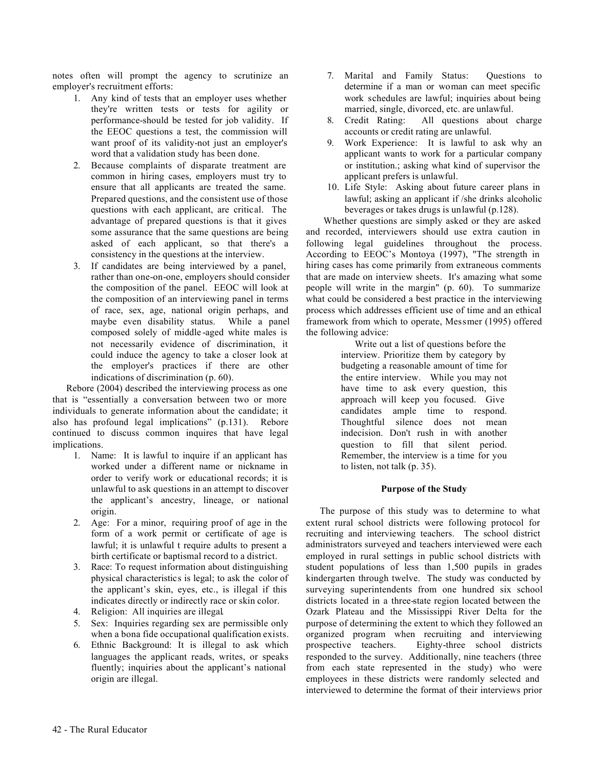notes often will prompt the agency to scrutinize an employer's recruitment efforts:

1. Any kind of tests that an employer uses whether they're written tests or tests for agility or performance-should be tested for job validity. If the EEOC questions a test, the commission will want proof of its validity-not just an employer's word that a validation study has been done.
2. Because complaints of disparate treatment are common in hiring cases, employers must try to ensure that all applicants are treated the same. Prepared questions, and the consistent use of those questions with each applicant, are critical. The advantage of prepared questions is that it gives some assurance that the same questions are being asked of each applicant, so that there's a consistency in the questions at the interview.
3. If candidates are being interviewed by a panel, rather than one-on-one, employers should consider the composition of the panel. EEOC will look at the composition of an interviewing panel in terms of race, sex, age, national origin perhaps, and maybe even disability status. While a panel composed solely of middle-aged white males is not necessarily evidence of discrimination, it could induce the agency to take a closer look at the employer's practices if there are other indications of discrimination (p. 60).

Rebore (2004) described the interviewing process as one that is "essentially a conversation between two or more individuals to generate information about the candidate; it also has profound legal implications" (p.131). Rebore continued to discuss common inquires that have legal implications.

1. Name: It is lawful to inquire if an applicant has worked under a different name or nickname in order to verify work or educational records; it is unlawful to ask questions in an attempt to discover the applicant's ancestry, lineage, or national origin.
2. Age: For a minor, requiring proof of age in the form of a work permit or certificate of age is lawful; it is unlawful t require adults to present a birth certificate or baptismal record to a district.
3. Race: To request information about distinguishing physical characteristics is legal; to ask the color of the applicant's skin, eyes, etc., is illegal if this indicates directly or indirectly race or skin color.
4. Religion: All inquiries are illegal.
5. Sex: Inquiries regarding sex are permissible only when a bona fide occupational qualification exists.
6. Ethnic Background: It is illegal to ask which languages the applicant reads, writes, or speaks fluently; inquiries about the applicant's national origin are illegal.
7. Marital and Family Status: Questions to determine if a man or woman can meet specific work schedules are lawful; inquiries about being married, single, divorced, etc. are unlawful.
8. Credit Rating: All questions about charge accounts or credit rating are unlawful.
9. Work Experience: It is lawful to ask why an applicant wants to work for a particular company or institution.; asking what kind of supervisor the applicant prefers is unlawful.
10. Life Style: Asking about future career plans in lawful; asking an applicant if /she drinks alcoholic beverages or takes drugs is unlawful (p.128).

Whether questions are simply asked or they are asked and recorded, interviewers should use extra caution in following legal guidelines throughout the process. According to EEOC's Montoya (1997), "The strength in hiring cases has come primarily from extraneous comments that are made on interview sheets. It's amazing what some people will write in the margin" (p. 60). To summarize what could be considered a best practice in the interviewing process which addresses efficient use of time and an ethical framework from which to operate, Messmer (1995) offered the following advice:

> Write out a list of questions before the interview. Prioritize them by category by budgeting a reasonable amount of time for the entire interview. While you may not have time to ask every question, this approach will keep you focused. Give candidates ample time to respond. Thoughtful silence does not mean indecision. Don't rush in with another question to fill that silent period. Remember, the interview is a time for you to listen, not talk (p. 35).

**Purpose of the Study**

The purpose of this study was to determine to what extent rural school districts were following protocol for recruiting and interviewing teachers. The school district administrators surveyed and teachers interviewed were each employed in rural settings in public school districts with student populations of less than 1,500 pupils in grades kindergarten through twelve. The study was conducted by surveying superintendents from one hundred six school districts located in a three-state region located between the Ozark Plateau and the Mississippi River Delta for the purpose of determining the extent to which they followed an organized program when recruiting and interviewing prospective teachers. Eighty-three school districts responded to the survey. Additionally, nine teachers (three from each state represented in the study) who were employees in these districts were randomly selected and interviewed to determine the format of their interviews prior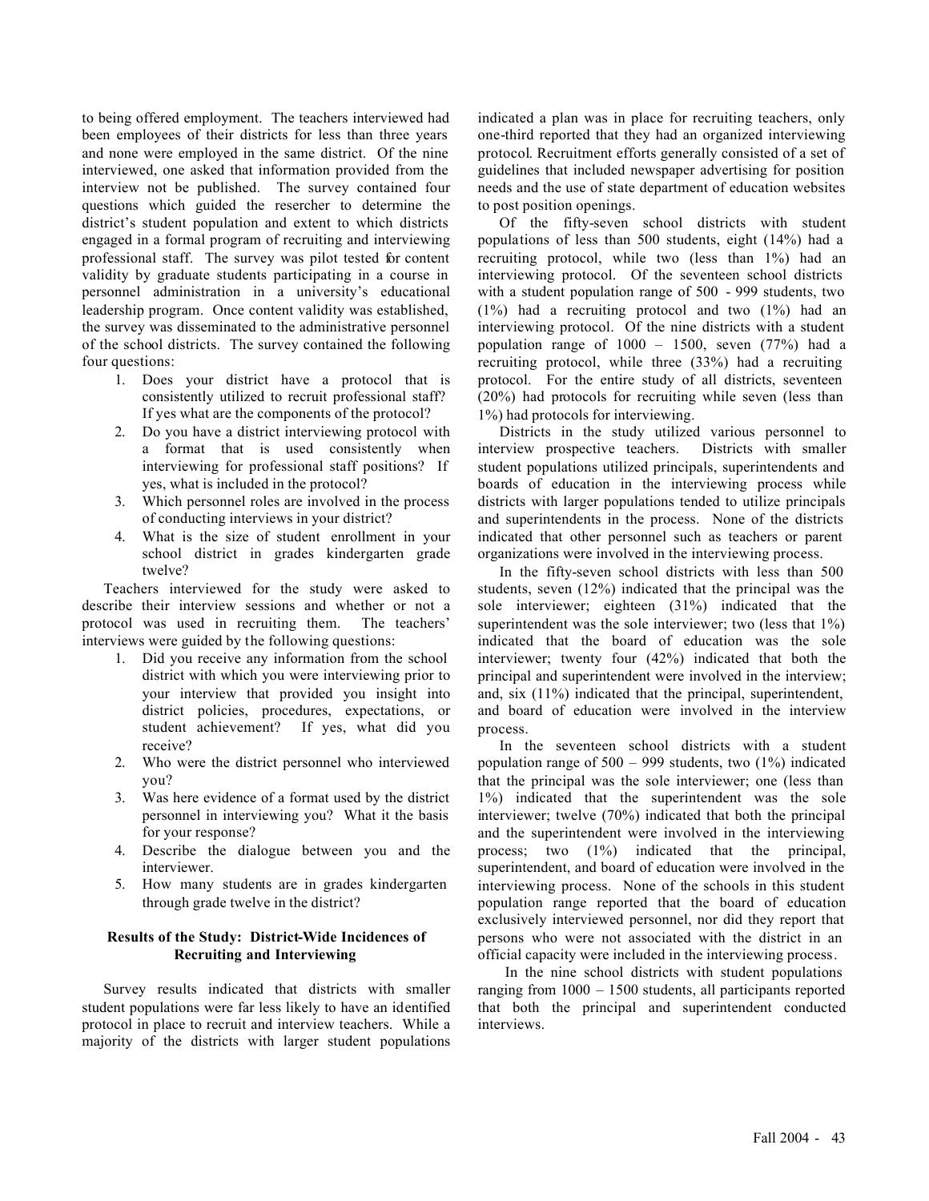to being offered employment. The teachers interviewed had been employees of their districts for less than three years and none were employed in the same district. Of the nine interviewed, one asked that information provided from the interview not be published. The survey contained four questions which guided the resercher to determine the district's student population and extent to which districts engaged in a formal program of recruiting and interviewing professional staff. The survey was pilot tested for content validity by graduate students participating in a course in personnel administration in a university's educational leadership program. Once content validity was established, the survey was disseminated to the administrative personnel of the school districts. The survey contained the following four questions:

1. Does your district have a protocol that is consistently utilized to recruit professional staff? If yes what are the components of the protocol?
2. Do you have a district interviewing protocol with a format that is used consistently when interviewing for professional staff positions? If yes, what is included in the protocol?
3. Which personnel roles are involved in the process of conducting interviews in your district?
4. What is the size of student enrollment in your school district in grades kindergarten grade twelve?

Teachers interviewed for the study were asked to describe their interview sessions and whether or not a protocol was used in recruiting them. The teachers' interviews were guided by the following questions:

1. Did you receive any information from the school district with which you were interviewing prior to your interview that provided you insight into district policies, procedures, expectations, or student achievement? If yes, what did you receive?
2. Who were the district personnel who interviewed you?
3. Was here evidence of a format used by the district personnel in interviewing you? What it the basis for your response?
4. Describe the dialogue between you and the interviewer.
5. How many students are in grades kindergarten through grade twelve in the district?

**Results of the Study: District-Wide Incidences of Recruiting and Interviewing**

Survey results indicated that districts with smaller student populations were far less likely to have an identified protocol in place to recruit and interview teachers. While a majority of the districts with larger student populations indicated a plan was in place for recruiting teachers, only one-third reported that they had an organized interviewing protocol. Recruitment efforts generally consisted of a set of guidelines that included newspaper advertising for position needs and the use of state department of education websites to post position openings.

Of the fifty-seven school districts with student populations of less than 500 students, eight (14%) had a recruiting protocol, while two (less than 1%) had an interviewing protocol. Of the seventeen school districts with a student population range of 500 - 999 students, two (1%) had a recruiting protocol and two (1%) had an interviewing protocol. Of the nine districts with a student population range of 1000 – 1500, seven (77%) had a recruiting protocol, while three (33%) had a recruiting protocol. For the entire study of all districts, seventeen (20%) had protocols for recruiting while seven (less than 1%) had protocols for interviewing.

Districts in the study utilized various personnel to interview prospective teachers. Districts with smaller student populations utilized principals, superintendents and boards of education in the interviewing process while districts with larger populations tended to utilize principals and superintendents in the process. None of the districts indicated that other personnel such as teachers or parent organizations were involved in the interviewing process.

In the fifty-seven school districts with less than 500 students, seven (12%) indicated that the principal was the sole interviewer; eighteen (31%) indicated that the superintendent was the sole interviewer; two (less that 1%) indicated that the board of education was the sole interviewer; twenty four (42%) indicated that both the principal and superintendent were involved in the interview; and, six (11%) indicated that the principal, superintendent, and board of education were involved in the interview process.

In the seventeen school districts with a student population range of 500 – 999 students, two (1%) indicated that the principal was the sole interviewer; one (less than 1%) indicated that the superintendent was the sole interviewer; twelve (70%) indicated that both the principal and the superintendent were involved in the interviewing process; two (1%) indicated that the principal, superintendent, and board of education were involved in the interviewing process. None of the schools in this student population range reported that the board of education exclusively interviewed personnel, nor did they report that persons who were not associated with the district in an official capacity were included in the interviewing process.

In the nine school districts with student populations ranging from 1000 – 1500 students, all participants reported that both the principal and superintendent conducted interviews.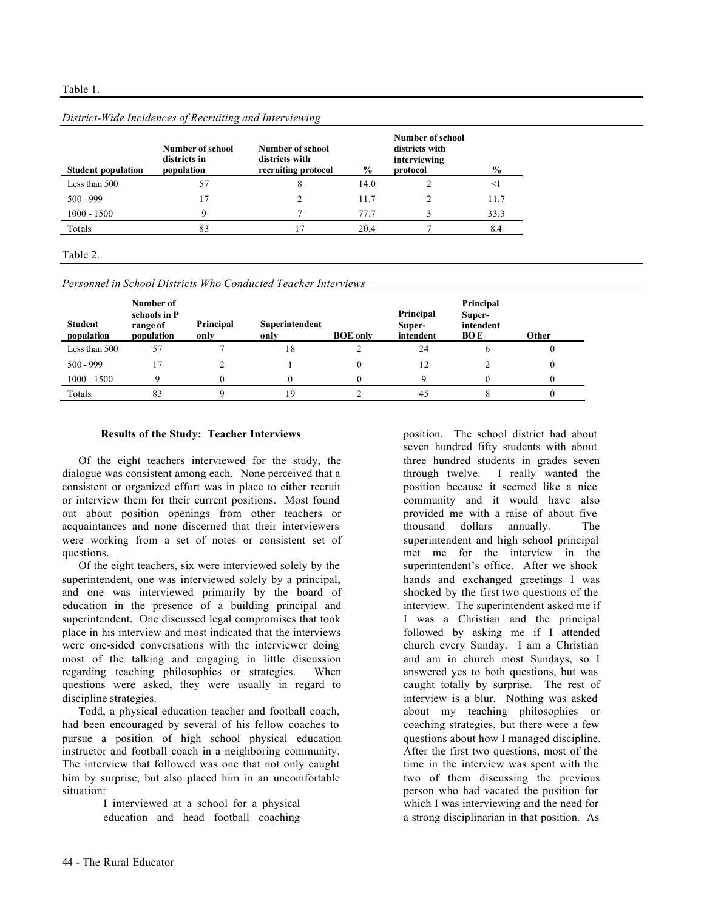Table 1.

*District-Wide Incidences of Recruiting and Interviewing*

| Student population | Number of school districts in population | Number of school districts with recruiting protocol | % | Number of school districts with interviewing protocol | % |
|---|---|---|---|---|---|
| Less than 500 | 57 | 8 | 14.0 | 2 | <1 |
| 500 - 999 | 17 | 2 | 11.7 | 2 | 11.7 |
| 1000 - 1500 | 9 | 7 | 77.7 | 3 | 33.3 |
| Totals | 83 | 17 | 20.4 | 7 | 8.4 |

Table 2.

*Personnel in School Districts Who Conducted Teacher Interviews*

| Student population | Number of schools in P range of population | Principal only | Superintendent only | BOE only | Principal Super-intendent | Principal Super-intendent BOE | Other |
|---|---|---|---|---|---|---|---|
| Less than 500 | 57 | 7 | 18 | 2 | 24 | 6 | 0 |
| 500 - 999 | 17 | 2 | 1 | 0 | 12 | 2 | 0 |
| 1000 - 1500 | 9 | 0 | 0 | 0 | 9 | 0 | 0 |
| Totals | 83 | 9 | 19 | 2 | 45 | 8 | 0 |

### Results of the Study: Teacher Interviews

Of the eight teachers interviewed for the study, the dialogue was consistent among each. None perceived that a consistent or organized effort was in place to either recruit or interview them for their current positions. Most found out about position openings from other teachers or acquaintances and none discerned that their interviewers were working from a set of notes or consistent set of questions.

Of the eight teachers, six were interviewed solely by the superintendent, one was interviewed solely by a principal, and one was interviewed primarily by the board of education in the presence of a building principal and superintendent. One discussed legal compromises that took place in his interview and most indicated that the interviews were one-sided conversations with the interviewer doing most of the talking and engaging in little discussion regarding teaching philosophies or strategies. When questions were asked, they were usually in regard to discipline strategies.

Todd, a physical education teacher and football coach, had been encouraged by several of his fellow coaches to pursue a position of high school physical education instructor and football coach in a neighboring community. The interview that followed was one that not only caught him by surprise, but also placed him in an uncomfortable situation:

> I interviewed at a school for a physical education and head football coaching position. The school district had about seven hundred fifty students with about three hundred students in grades seven through twelve. I really wanted the position because it seemed like a nice community and it would have also provided me with a raise of about five thousand dollars annually. The superintendent and high school principal met me for the interview in the superintendent's office. After we shook hands and exchanged greetings I was shocked by the first two questions of the interview. The superintendent asked me if I was a Christian and the principal followed by asking me if I attended church every Sunday. I am a Christian and am in church most Sundays, so I answered yes to both questions, but was caught totally by surprise. The rest of interview is a blur. Nothing was asked about my teaching philosophies or coaching strategies, but there were a few questions about how I managed discipline. After the first two questions, most of the time in the interview was spent with the two of them discussing the previous person who had vacated the position for which I was interviewing and the need for a strong disciplinarian in that position. As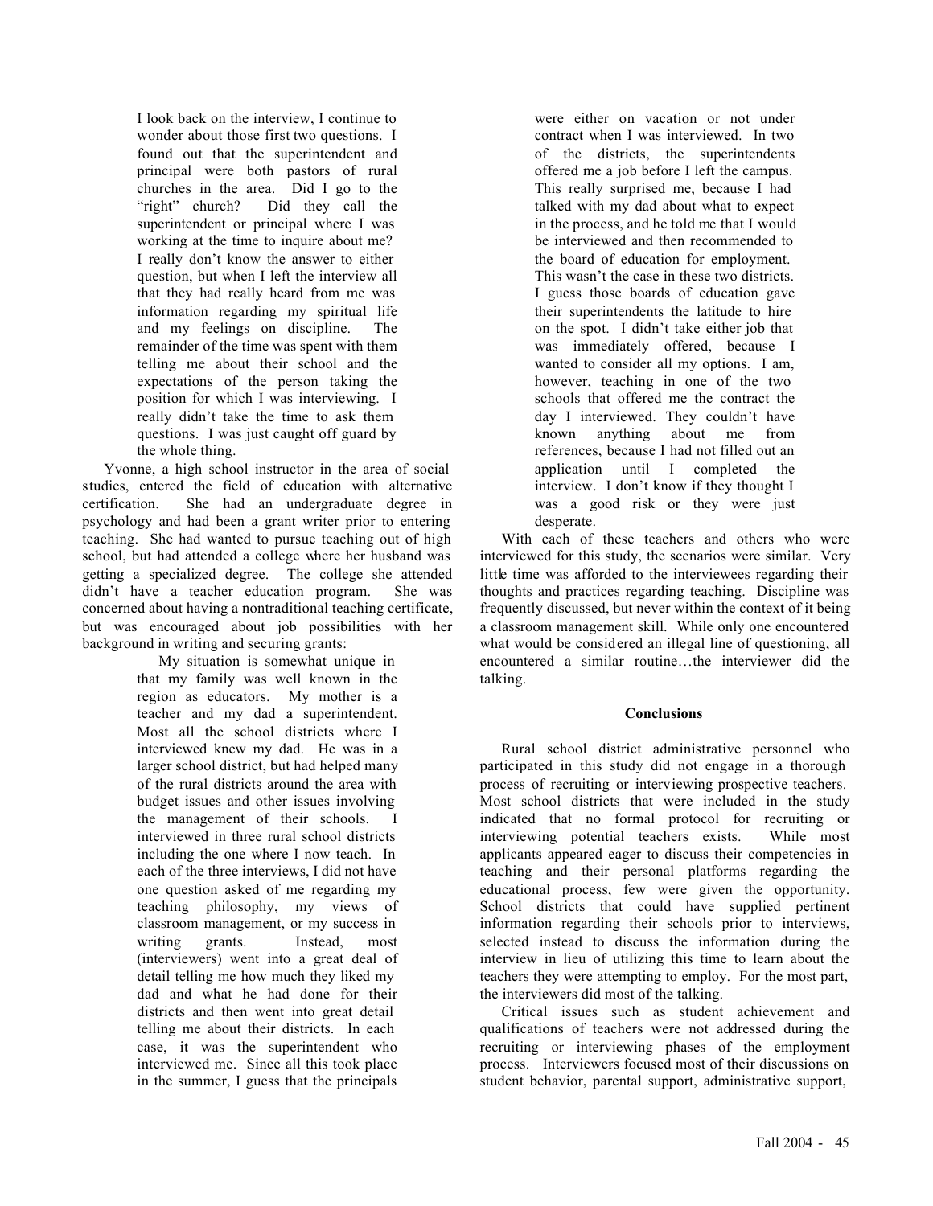> I look back on the interview, I continue to wonder about those first two questions. I found out that the superintendent and principal were both pastors of rural churches in the area. Did I go to the "right" church? Did they call the superintendent or principal where I was working at the time to inquire about me? I really don't know the answer to either question, but when I left the interview all that they had really heard from me was information regarding my spiritual life and my feelings on discipline. The remainder of the time was spent with them telling me about their school and the expectations of the person taking the position for which I was interviewing. I really didn't take the time to ask them questions. I was just caught off guard by the whole thing.

Yvonne, a high school instructor in the area of social studies, entered the field of education with alternative certification. She had an undergraduate degree in psychology and had been a grant writer prior to entering teaching. She had wanted to pursue teaching out of high school, but had attended a college where her husband was getting a specialized degree. The college she attended didn't have a teacher education program. She was concerned about having a nontraditional teaching certificate, but was encouraged about job possibilities with her background in writing and securing grants:

> My situation is somewhat unique in that my family was well known in the region as educators. My mother is a teacher and my dad a superintendent. Most all the school districts where I interviewed knew my dad. He was in a larger school district, but had helped many of the rural districts around the area with budget issues and other issues involving the management of their schools. I interviewed in three rural school districts including the one where I now teach. In each of the three interviews, I did not have one question asked of me regarding my teaching philosophy, my views of classroom management, or my success in writing grants. Instead, most (interviewers) went into a great deal of detail telling me how much they liked my dad and what he had done for their districts and then went into great detail telling me about their districts. In each case, it was the superintendent who interviewed me. Since all this took place in the summer, I guess that the principals were either on vacation or not under contract when I was interviewed. In two of the districts, the superintendents offered me a job before I left the campus. This really surprised me, because I had talked with my dad about what to expect in the process, and he told me that I would be interviewed and then recommended to the board of education for employment. This wasn't the case in these two districts. I guess those boards of education gave their superintendents the latitude to hire on the spot. I didn't take either job that was immediately offered, because I wanted to consider all my options. I am, however, teaching in one of the two schools that offered me the contract the day I interviewed. They couldn't have known anything about me from references, because I had not filled out an application until I completed the interview. I don't know if they thought I was a good risk or they were just desperate.

With each of these teachers and others who were interviewed for this study, the scenarios were similar. Very little time was afforded to the interviewees regarding their thoughts and practices regarding teaching. Discipline was frequently discussed, but never within the context of it being a classroom management skill. While only one encountered what would be considered an illegal line of questioning, all encountered a similar routine…the interviewer did the talking.

## Conclusions

Rural school district administrative personnel who participated in this study did not engage in a thorough process of recruiting or interviewing prospective teachers. Most school districts that were included in the study indicated that no formal protocol for recruiting or interviewing potential teachers exists. While most applicants appeared eager to discuss their competencies in teaching and their personal platforms regarding the educational process, few were given the opportunity. School districts that could have supplied pertinent information regarding their schools prior to interviews, selected instead to discuss the information during the interview in lieu of utilizing this time to learn about the teachers they were attempting to employ. For the most part, the interviewers did most of the talking.

Critical issues such as student achievement and qualifications of teachers were not addressed during the recruiting or interviewing phases of the employment process. Interviewers focused most of their discussions on student behavior, parental support, administrative support,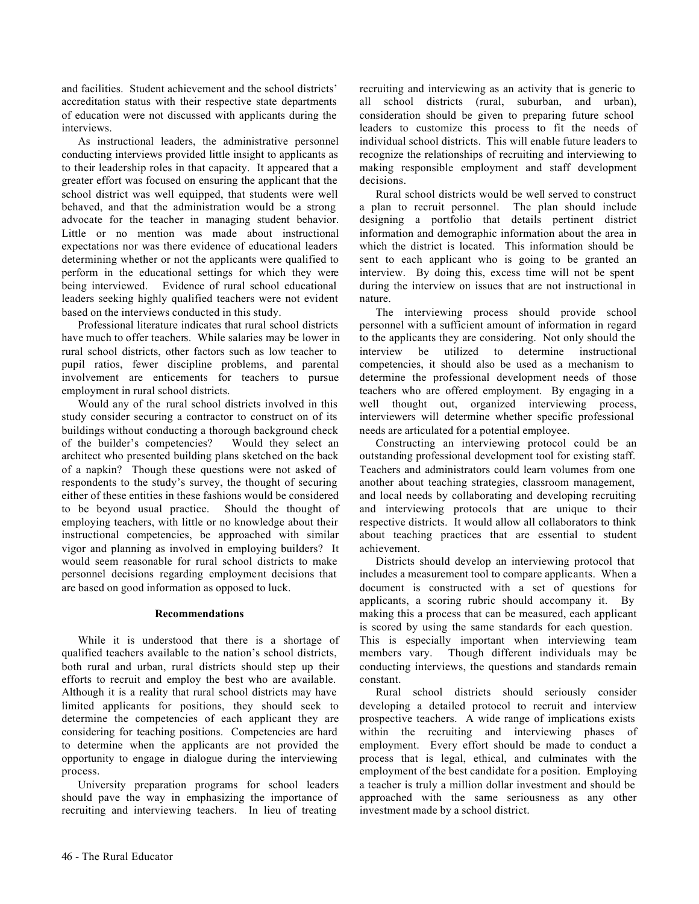and facilities. Student achievement and the school districts' accreditation status with their respective state departments of education were not discussed with applicants during the interviews.

As instructional leaders, the administrative personnel conducting interviews provided little insight to applicants as to their leadership roles in that capacity. It appeared that a greater effort was focused on ensuring the applicant that the school district was well equipped, that students were well behaved, and that the administration would be a strong advocate for the teacher in managing student behavior. Little or no mention was made about instructional expectations nor was there evidence of educational leaders determining whether or not the applicants were qualified to perform in the educational settings for which they were being interviewed. Evidence of rural school educational leaders seeking highly qualified teachers were not evident based on the interviews conducted in this study.

Professional literature indicates that rural school districts have much to offer teachers. While salaries may be lower in rural school districts, other factors such as low teacher to pupil ratios, fewer discipline problems, and parental involvement are enticements for teachers to pursue employment in rural school districts.

Would any of the rural school districts involved in this study consider securing a contractor to construct on of its buildings without conducting a thorough background check of the builder's competencies? Would they select an architect who presented building plans sketched on the back of a napkin? Though these questions were not asked of respondents to the study's survey, the thought of securing either of these entities in these fashions would be considered to be beyond usual practice. Should the thought of employing teachers, with little or no knowledge about their instructional competencies, be approached with similar vigor and planning as involved in employing builders? It would seem reasonable for rural school districts to make personnel decisions regarding employment decisions that are based on good information as opposed to luck.

### Recommendations

While it is understood that there is a shortage of qualified teachers available to the nation's school districts, both rural and urban, rural districts should step up their efforts to recruit and employ the best who are available. Although it is a reality that rural school districts may have limited applicants for positions, they should seek to determine the competencies of each applicant they are considering for teaching positions. Competencies are hard to determine when the applicants are not provided the opportunity to engage in dialogue during the interviewing process.

University preparation programs for school leaders should pave the way in emphasizing the importance of recruiting and interviewing teachers. In lieu of treating recruiting and interviewing as an activity that is generic to all school districts (rural, suburban, and urban), consideration should be given to preparing future school leaders to customize this process to fit the needs of individual school districts. This will enable future leaders to recognize the relationships of recruiting and interviewing to making responsible employment and staff development decisions.

Rural school districts would be well served to construct a plan to recruit personnel. The plan should include designing a portfolio that details pertinent district information and demographic information about the area in which the district is located. This information should be sent to each applicant who is going to be granted an interview. By doing this, excess time will not be spent during the interview on issues that are not instructional in nature.

The interviewing process should provide school personnel with a sufficient amount of information in regard to the applicants they are considering. Not only should the interview be utilized to determine instructional competencies, it should also be used as a mechanism to determine the professional development needs of those teachers who are offered employment. By engaging in a well thought out, organized interviewing process, interviewers will determine whether specific professional needs are articulated for a potential employee.

Constructing an interviewing protocol could be an outstanding professional development tool for existing staff. Teachers and administrators could learn volumes from one another about teaching strategies, classroom management, and local needs by collaborating and developing recruiting and interviewing protocols that are unique to their respective districts. It would allow all collaborators to think about teaching practices that are essential to student achievement.

Districts should develop an interviewing protocol that includes a measurement tool to compare applicants. When a document is constructed with a set of questions for applicants, a scoring rubric should accompany it. By making this a process that can be measured, each applicant is scored by using the same standards for each question. This is especially important when interviewing team members vary. Though different individuals may be conducting interviews, the questions and standards remain constant.

Rural school districts should seriously consider developing a detailed protocol to recruit and interview prospective teachers. A wide range of implications exists within the recruiting and interviewing phases of employment. Every effort should be made to conduct a process that is legal, ethical, and culminates with the employment of the best candidate for a position. Employing a teacher is truly a million dollar investment and should be approached with the same seriousness as any other investment made by a school district.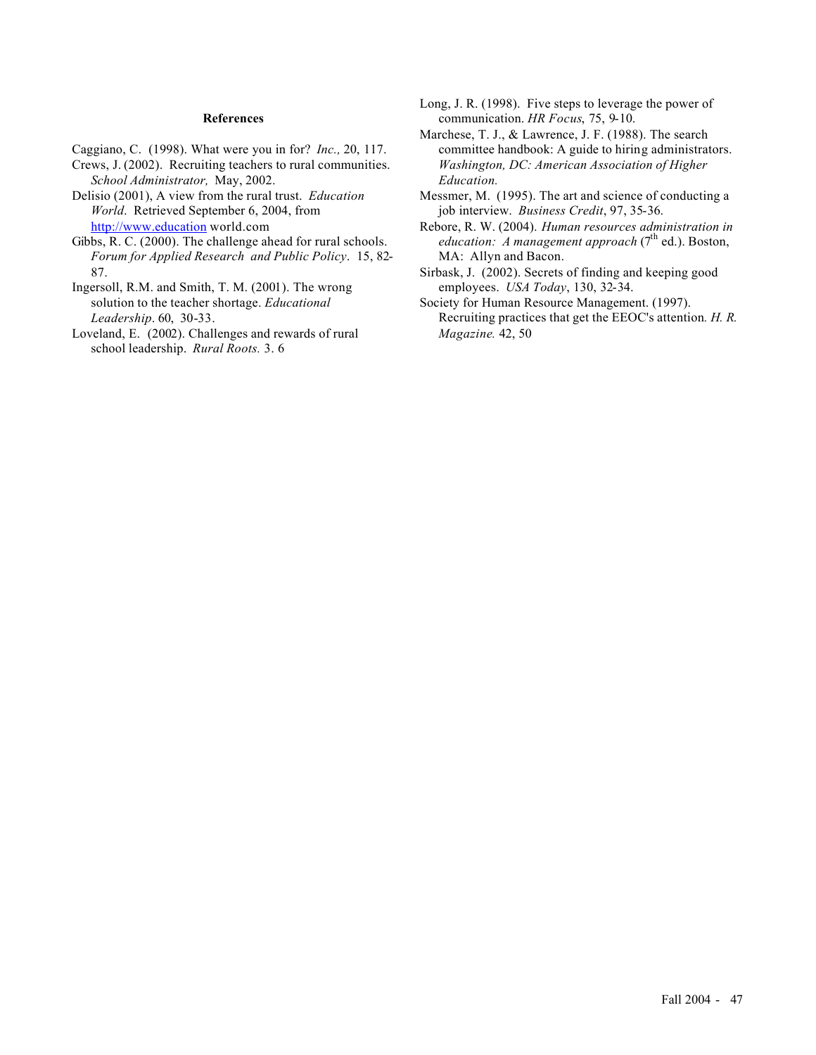**References**

Caggiano, C. (1998). What were you in for? *Inc.,* 20, 117.

Crews, J. (2002). Recruiting teachers to rural communities. *School Administrator,* May, 2002.

Delisio (2001), A view from the rural trust. *Education World*. Retrieved September 6, 2004, from http://www.education world.com

Gibbs, R. C. (2000). The challenge ahead for rural schools. *Forum for Applied Research and Public Policy*. 15, 82-87.

Ingersoll, R.M. and Smith, T. M. (2001). The wrong solution to the teacher shortage. *Educational Leadership*. 60, 30-33.

Loveland, E. (2002). Challenges and rewards of rural school leadership. *Rural Roots.* 3. 6

Long, J. R. (1998). Five steps to leverage the power of communication. *HR Focus*, 75, 9-10.

Marchese, T. J., & Lawrence, J. F. (1988). The search committee handbook: A guide to hiring administrators. *Washington, DC: American Association of Higher Education.*

Messmer, M. (1995). The art and science of conducting a job interview. *Business Credit*, 97, 35-36.

Rebore, R. W. (2004). *Human resources administration in education: A management approach* (7th ed.). Boston, MA: Allyn and Bacon.

Sirbask, J. (2002). Secrets of finding and keeping good employees. *USA Today*, 130, 32-34.

Society for Human Resource Management. (1997). Recruiting practices that get the EEOC's attention*. H. R. Magazine.* 42, 50